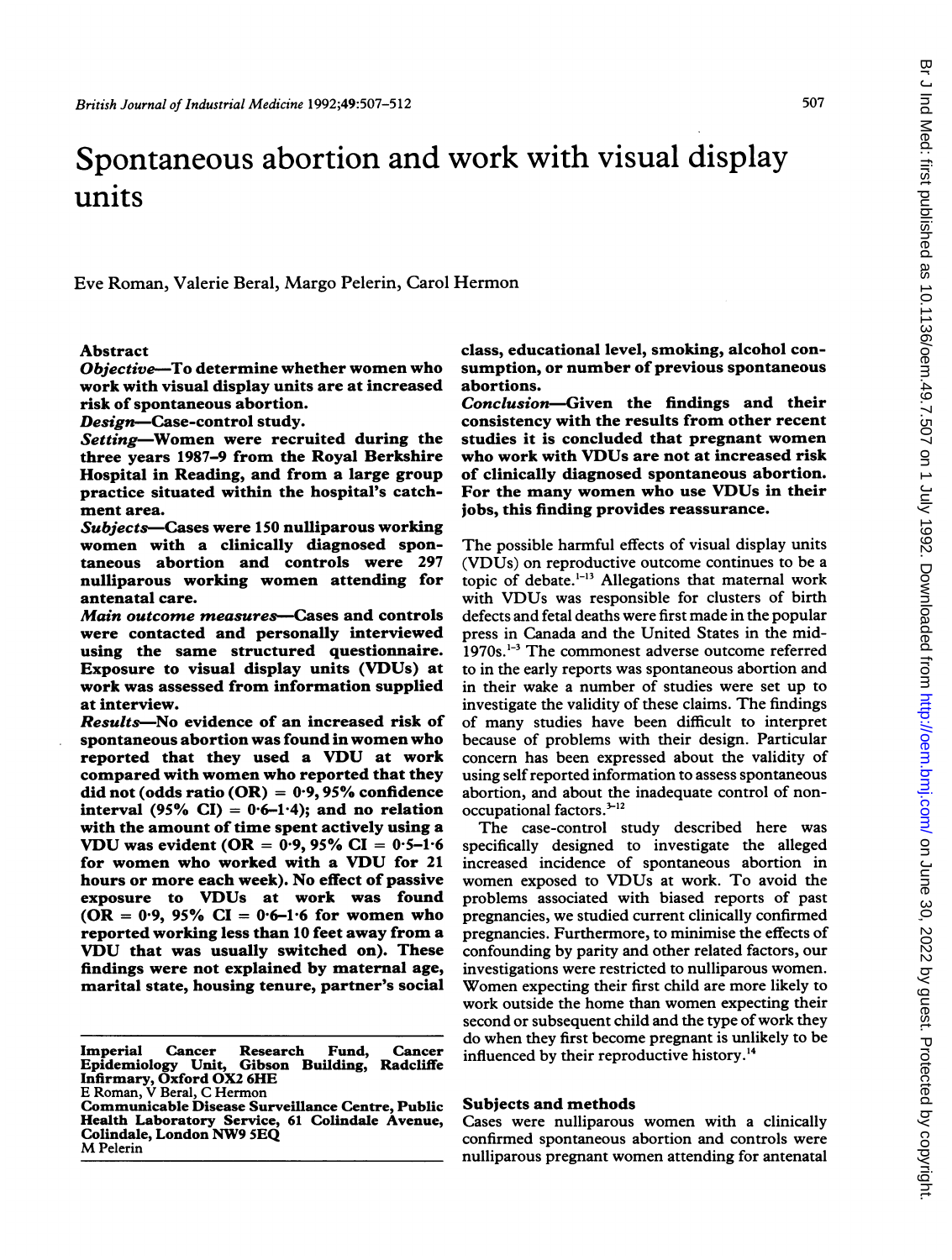# Spontaneous abortion and work with visual display units

Eve Roman, Valerie Beral, Margo Pelerin, Carol Hermon

## Abstract

***Objective*—To determine whether women who work with visual display units are at increased risk of spontaneous abortion.**

***Design*—Case-control study.**

***Setting*—Women were recruited during the three years 1987–9 from the Royal Berkshire Hospital in Reading, and from a large group practice situated within the hospital's catchment area.**

***Subjects*—Cases were 150 nulliparous working women with a clinically diagnosed spontaneous abortion and controls were 297 nulliparous working women attending for antenatal care.**

***Main outcome measures*—Cases and controls were contacted and personally interviewed using the same structured questionnaire. Exposure to visual display units (VDUs) at work was assessed from information supplied at interview.**

***Results*—No evidence of an increased risk of spontaneous abortion was found in women who reported that they used a VDU at work compared with women who reported that they did not (odds ratio (OR) = 0·9, 95% confidence interval (95% CI) = 0·6–1·4); and no relation with the amount of time spent actively using a VDU was evident (OR = 0·9, 95% CI = 0·5–1·6 for women who worked with a VDU for 21 hours or more each week). No effect of passive exposure to VDUs at work was found (OR = 0·9, 95% CI = 0·6–1·6 for women who reported working less than 10 feet away from a VDU that was usually switched on). These findings were not explained by maternal age, marital state, housing tenure, partner's social class, educational level, smoking, alcohol consumption, or number of previous spontaneous abortions.**

***Conclusion*—Given the findings and their consistency with the results from other recent studies it is concluded that pregnant women who work with VDUs are not at increased risk of clinically diagnosed spontaneous abortion. For the many women who use VDUs in their jobs, this finding provides reassurance.**

Imperial Cancer Research Fund, Cancer Epidemiology Unit, Gibson Building, Radcliffe Infirmary, Oxford OX2 6HE
E Roman, V Beral, C Hermon

Communicable Disease Surveillance Centre, Public Health Laboratory Service, 61 Colindale Avenue, Colindale, London NW9 5EQ
M Pelerin

The possible harmful effects of visual display units (VDUs) on reproductive outcome continues to be a topic of debate.[1–13] Allegations that maternal work with VDUs was responsible for clusters of birth defects and fetal deaths were first made in the popular press in Canada and the United States in the mid-1970s.[1–3] The commonest adverse outcome referred to in the early reports was spontaneous abortion and in their wake a number of studies were set up to investigate the validity of these claims. The findings of many studies have been difficult to interpret because of problems with their design. Particular concern has been expressed about the validity of using self reported information to assess spontaneous abortion, and about the inadequate control of non-occupational factors.[3–12]

The case-control study described here was specifically designed to investigate the alleged increased incidence of spontaneous abortion in women exposed to VDUs at work. To avoid the problems associated with biased reports of past pregnancies, we studied current clinically confirmed pregnancies. Furthermore, to minimise the effects of confounding by parity and other related factors, our investigations were restricted to nulliparous women. Women expecting their first child are more likely to work outside the home than women expecting their second or subsequent child and the type of work they do when they first become pregnant is unlikely to be influenced by their reproductive history.[14]

## Subjects and methods

Cases were nulliparous women with a clinically confirmed spontaneous abortion and controls were nulliparous pregnant women attending for antenatal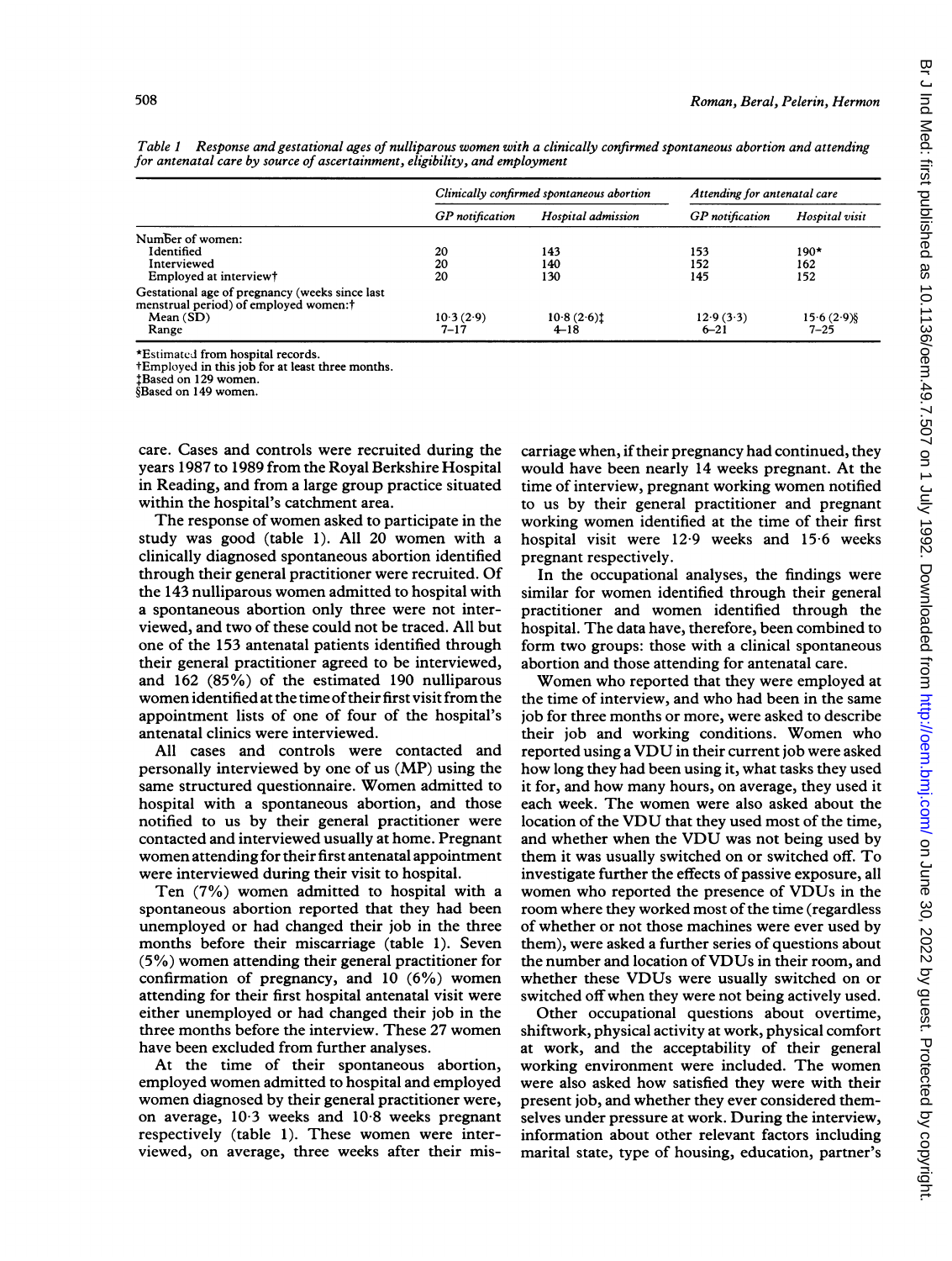Table 1 *Response and gestational ages of nulliparous women with a clinically confirmed spontaneous abortion and attending for antenatal care by source of ascertainment, eligibility, and employment*

| | Clinically confirmed spontaneous abortion | | Attending for antenatal care | |
|---|---|---|---|---|
| | GP notification | Hospital admission | GP notification | Hospital visit |
| Number of women: | | | | |
| Identified | 20 | 143 | 153 | 190* |
| Interviewed | 20 | 140 | 152 | 162 |
| Employed at interview† | 20 | 130 | 145 | 152 |
| Gestational age of pregnancy (weeks since last menstrual period) of employed women:† | | | | |
| Mean (SD) | 10·3 (2·9) | 10·8 (2·6)‡ | 12·9 (3·3) | 15·6 (2·9)§ |
| Range | 7–17 | 4–18 | 6–21 | 7–25 |

*Estimated from hospital records.
†Employed in this job for at least three months.
‡Based on 129 women.
§Based on 149 women.

care. Cases and controls were recruited during the years 1987 to 1989 from the Royal Berkshire Hospital in Reading, and from a large group practice situated within the hospital's catchment area.

The response of women asked to participate in the study was good (table 1). All 20 women with a clinically diagnosed spontaneous abortion identified through their general practitioner were recruited. Of the 143 nulliparous women admitted to hospital with a spontaneous abortion only three were not interviewed, and two of these could not be traced. All but one of the 153 antenatal patients identified through their general practitioner agreed to be interviewed, and 162 (85%) of the estimated 190 nulliparous women identified at the time of their first visit from the appointment lists of one of four of the hospital's antenatal clinics were interviewed.

All cases and controls were contacted and personally interviewed by one of us (MP) using the same structured questionnaire. Women admitted to hospital with a spontaneous abortion, and those notified to us by their general practitioner were contacted and interviewed usually at home. Pregnant women attending for their first antenatal appointment were interviewed during their visit to hospital.

Ten (7%) women admitted to hospital with a spontaneous abortion reported that they had been unemployed or had changed their job in the three months before their miscarriage (table 1). Seven (5%) women attending their general practitioner for confirmation of pregnancy, and 10 (6%) women attending for their first hospital antenatal visit were either unemployed or had changed their job in the three months before the interview. These 27 women have been excluded from further analyses.

At the time of their spontaneous abortion, employed women admitted to hospital and employed women diagnosed by their general practitioner were, on average, 10·3 weeks and 10·8 weeks pregnant respectively (table 1). These women were interviewed, on average, three weeks after their miscarriage when, if their pregnancy had continued, they would have been nearly 14 weeks pregnant. At the time of interview, pregnant working women notified to us by their general practitioner and pregnant working women identified at the time of their first hospital visit were 12·9 weeks and 15·6 weeks pregnant respectively.

In the occupational analyses, the findings were similar for women identified through their general practitioner and women identified through the hospital. The data have, therefore, been combined to form two groups: those with a clinical spontaneous abortion and those attending for antenatal care.

Women who reported that they were employed at the time of interview, and who had been in the same job for three months or more, were asked to describe their job and working conditions. Women who reported using a VDU in their current job were asked how long they had been using it, what tasks they used it for, and how many hours, on average, they used it each week. The women were also asked about the location of the VDU that they used most of the time, and whether when the VDU was not being used by them it was usually switched on or switched off. To investigate further the effects of passive exposure, all women who reported the presence of VDUs in the room where they worked most of the time (regardless of whether or not those machines were ever used by them), were asked a further series of questions about the number and location of VDUs in their room, and whether these VDUs were usually switched on or switched off when they were not being actively used.

Other occupational questions about overtime, shiftwork, physical activity at work, physical comfort at work, and the acceptability of their general working environment were included. The women were also asked how satisfied they were with their present job, and whether they ever considered themselves under pressure at work. During the interview, information about other relevant factors including marital state, type of housing, education, partner's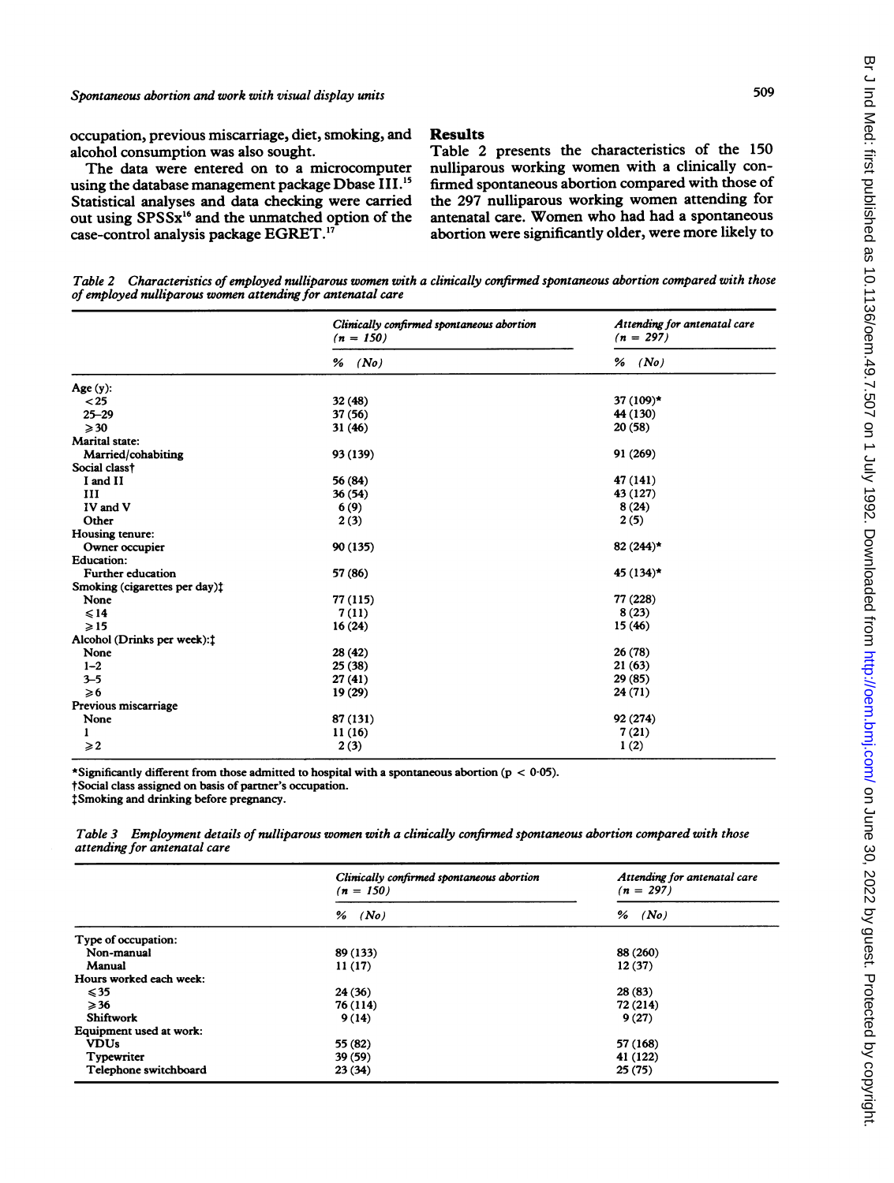occupation, previous miscarriage, diet, smoking, and alcohol consumption was also sought.

The data were entered on to a microcomputer using the database management package Dbase III.[15] Statistical analyses and data checking were carried out using SPSSx[16] and the unmatched option of the case-control analysis package EGRET.[17]

## Results

Table 2 presents the characteristics of the 150 nulliparous working women with a clinically confirmed spontaneous abortion compared with those of the 297 nulliparous working women attending for antenatal care. Women who had had a spontaneous abortion were significantly older, were more likely to

*Table 2 Characteristics of employed nulliparous women with a clinically confirmed spontaneous abortion compared with those of employed nulliparous women attending for antenatal care*

| | Clinically confirmed spontaneous abortion (n = 150) | Attending for antenatal care (n = 297) |
|---|---|---|
| | % (No) | % (No) |
| Age (y): | | |
| <25 | 32 (48) | 37 (109)* |
| 25–29 | 37 (56) | 44 (130) |
| ≥30 | 31 (46) | 20 (58) |
| Marital state: | | |
| Married/cohabiting | 93 (139) | 91 (269) |
| Social class† | | |
| I and II | 56 (84) | 47 (141) |
| III | 36 (54) | 43 (127) |
| IV and V | 6 (9) | 8 (24) |
| Other | 2 (3) | 2 (5) |
| Housing tenure: | | |
| Owner occupier | 90 (135) | 82 (244)* |
| Education: | | |
| Further education | 57 (86) | 45 (134)* |
| Smoking (cigarettes per day)‡ | | |
| None | 77 (115) | 77 (228) |
| ≤14 | 7 (11) | 8 (23) |
| ≥15 | 16 (24) | 15 (46) |
| Alcohol (Drinks per week):‡ | | |
| None | 28 (42) | 26 (78) |
| 1–2 | 25 (38) | 21 (63) |
| 3–5 | 27 (41) | 29 (85) |
| ≥6 | 19 (29) | 24 (71) |
| Previous miscarriage | | |
| None | 87 (131) | 92 (274) |
| 1 | 11 (16) | 7 (21) |
| ≥2 | 2 (3) | 1 (2) |

*Significantly different from those admitted to hospital with a spontaneous abortion ($p < 0.05$).
†Social class assigned on basis of partner's occupation.
‡Smoking and drinking before pregnancy.

*Table 3 Employment details of nulliparous women with a clinically confirmed spontaneous abortion compared with those attending for antenatal care*

| | Clinically confirmed spontaneous abortion (n = 150) | Attending for antenatal care (n = 297) |
|---|---|---|
| | % (No) | % (No) |
| Type of occupation: | | |
| Non-manual | 89 (133) | 88 (260) |
| Manual | 11 (17) | 12 (37) |
| Hours worked each week: | | |
| ≤35 | 24 (36) | 28 (83) |
| ≥36 | 76 (114) | 72 (214) |
| Shiftwork | 9 (14) | 9 (27) |
| Equipment used at work: | | |
| VDUs | 55 (82) | 57 (168) |
| Typewriter | 39 (59) | 41 (122) |
| Telephone switchboard | 23 (34) | 25 (75) |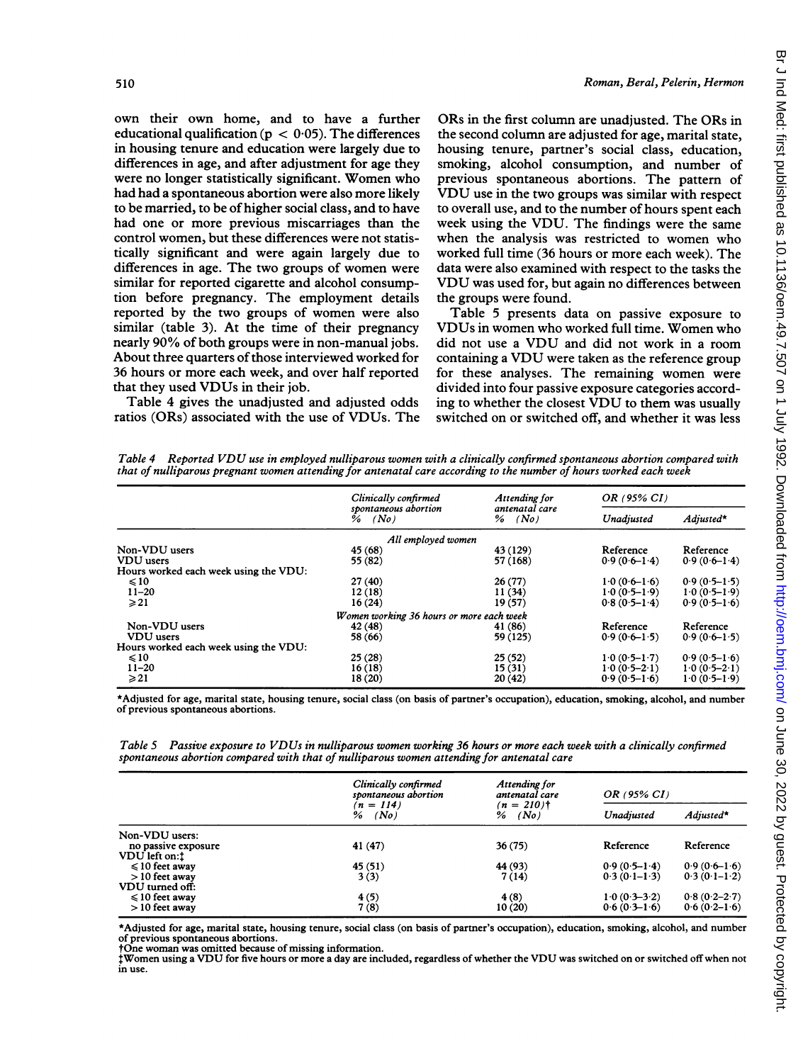own their own home, and to have a further educational qualification ($p < 0{\cdot}05$). The differences in housing tenure and education were largely due to differences in age, and after adjustment for age they were no longer statistically significant. Women who had had a spontaneous abortion were also more likely to be married, to be of higher social class, and to have had one or more previous miscarriages than the control women, but these differences were not statistically significant and were again largely due to differences in age. The two groups of women were similar for reported cigarette and alcohol consumption before pregnancy. The employment details reported by the two groups of women were also similar (table 3). At the time of their pregnancy nearly 90% of both groups were in non-manual jobs. About three quarters of those interviewed worked for 36 hours or more each week, and over half reported that they used VDUs in their job.

Table 4 gives the unadjusted and adjusted odds ratios (ORs) associated with the use of VDUs. The ORs in the first column are unadjusted. The ORs in the second column are adjusted for age, marital state, housing tenure, partner's social class, education, smoking, alcohol consumption, and number of previous spontaneous abortions. The pattern of VDU use in the two groups was similar with respect to overall use, and to the number of hours spent each week using the VDU. The findings were the same when the analysis was restricted to women who worked full time (36 hours or more each week). The data were also examined with respect to the tasks the VDU was used for, but again no differences between the groups were found.

Table 5 presents data on passive exposure to VDUs in women who worked full time. Women who did not use a VDU and did not work in a room containing a VDU were taken as the reference group for these analyses. The remaining women were divided into four passive exposure categories according to whether the closest VDU to them was usually switched on or switched off, and whether it was less

*Table 4 Reported VDU use in employed nulliparous women with a clinically confirmed spontaneous abortion compared with that of nulliparous pregnant women attending for antenatal care according to the number of hours worked each week*

| | Clinically confirmed spontaneous abortion % (No) | Attending for antenatal care % (No) | OR (95% CI) | |
|---|---|---|---|---|
| | | | Unadjusted | Adjusted* |
| | *All employed women* | | | |
| Non-VDU users | 45 (68) | 43 (129) | Reference | Reference |
| VDU users | 55 (82) | 57 (168) | 0·9 (0·6–1·4) | 0·9 (0·6–1·4) |
| Hours worked each week using the VDU: | | | | |
| ≤10 | 27 (40) | 26 (77) | 1·0 (0·6–1·6) | 0·9 (0·5–1·5) |
| 11–20 | 12 (18) | 11 (34) | 1·0 (0·5–1·9) | 1·0 (0·5–1·9) |
| ≥21 | 16 (24) | 19 (57) | 0·8 (0·5–1·4) | 0·9 (0·5–1·6) |
| | *Women working 36 hours or more each week* | | | |
| Non-VDU users | 42 (48) | 41 (86) | Reference | Reference |
| VDU users | 58 (66) | 59 (125) | 0·9 (0·6–1·5) | 0·9 (0·6–1·5) |
| Hours worked each week using the VDU: | | | | |
| ≤10 | 25 (28) | 25 (52) | 1·0 (0·5–1·7) | 0·9 (0·5–1·6) |
| 11–20 | 16 (18) | 15 (31) | 1·0 (0·5–2·1) | 1·0 (0·5–2·1) |
| ≥21 | 18 (20) | 20 (42) | 0·9 (0·5–1·6) | 1·0 (0·5–1·9) |

*Adjusted for age, marital state, housing tenure, social class (on basis of partner's occupation), education, smoking, alcohol, and number of previous spontaneous abortions.

*Table 5 Passive exposure to VDUs in nulliparous women working 36 hours or more each week with a clinically confirmed spontaneous abortion compared with that of nulliparous women attending for antenatal care*

| | Clinically confirmed spontaneous abortion (n = 114) % (No) | Attending for antenatal care (n = 210)† % (No) | OR (95% CI) | |
|---|---|---|---|---|
| | | | Unadjusted | Adjusted* |
| Non-VDU users: | | | | |
| no passive exposure | 41 (47) | 36 (75) | Reference | Reference |
| VDU left on:‡ | | | | |
| ≤10 feet away | 45 (51) | 44 (93) | 0·9 (0·5–1·4) | 0·9 (0·6–1·6) |
| >10 feet away | 3 (3) | 7 (14) | 0·3 (0·1–1·3) | 0·3 (0·1–1·2) |
| VDU turned off: | | | | |
| ≤10 feet away | 4 (5) | 4 (8) | 1·0 (0·3–3·2) | 0·8 (0·2–2·7) |
| >10 feet away | 7 (8) | 10 (20) | 0·6 (0·3–1·6) | 0·6 (0·2–1·6) |

*Adjusted for age, marital state, housing tenure, social class (on basis of partner's occupation), education, smoking, alcohol, and number of previous spontaneous abortions.
†One woman was omitted because of missing information.
‡Women using a VDU for five hours or more a day are included, regardless of whether the VDU was switched on or switched off when not in use.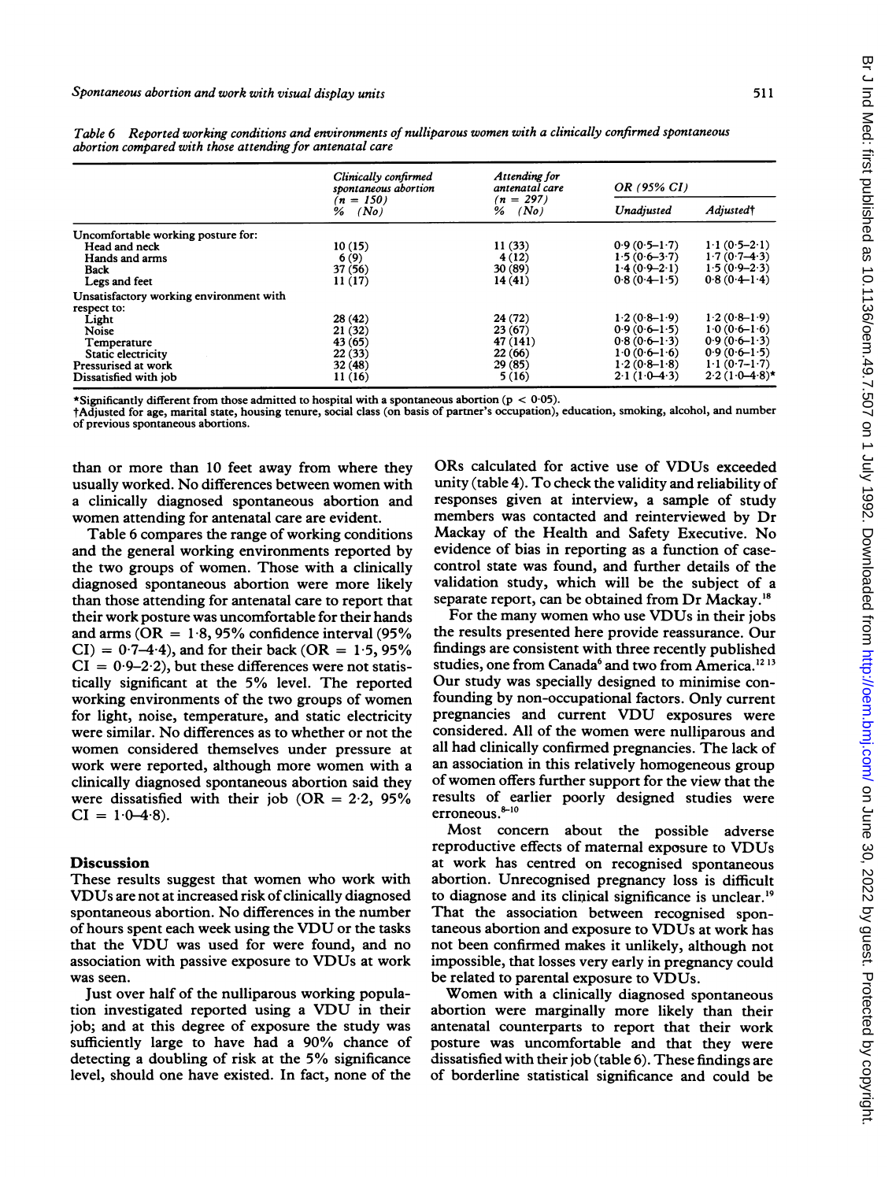Table 6 *Reported working conditions and environments of nulliparous women with a clinically confirmed spontaneous abortion compared with those attending for antenatal care*

| | Clinically confirmed spontaneous abortion (n = 150) % (No) | Attending for antenatal care (n = 297) % (No) | OR (95% CI) | |
|---|---|---|---|---|
| | | | Unadjusted | Adjusted† |
| Uncomfortable working posture for: | | | | |
| Head and neck | 10 (15) | 11 (33) | 0·9 (0·5–1·7) | 1·1 (0·5–2·1) |
| Hands and arms | 6 (9) | 4 (12) | 1·5 (0·6–3·7) | 1·7 (0·7–4·3) |
| Back | 37 (56) | 30 (89) | 1·4 (0·9–2·1) | 1·5 (0·9–2·3) |
| Legs and feet | 11 (17) | 14 (41) | 0·8 (0·4–1·5) | 0·8 (0·4–1·4) |
| Unsatisfactory working environment with respect to: | | | | |
| Light | 28 (42) | 24 (72) | 1·2 (0·8–1·9) | 1·2 (0·8–1·9) |
| Noise | 21 (32) | 23 (67) | 0·9 (0·6–1·5) | 1·0 (0·6–1·6) |
| Temperature | 43 (65) | 47 (141) | 0·8 (0·6–1·3) | 0·9 (0·6–1·3) |
| Static electricity | 22 (33) | 22 (66) | 1·0 (0·6–1·6) | 0·9 (0·6–1·5) |
| Pressurised at work | 32 (48) | 29 (85) | 1·2 (0·8–1·8) | 1·1 (0·7–1·7) |
| Dissatisfied with job | 11 (16) | 5 (16) | 2·1 (1·0–4·3) | 2·2 (1·0–4·8)* |

*Significantly different from those admitted to hospital with a spontaneous abortion ($p < 0·05$).
†Adjusted for age, marital state, housing tenure, social class (on basis of partner's occupation), education, smoking, alcohol, and number of previous spontaneous abortions.

than or more than 10 feet away from where they usually worked. No differences between women with a clinically diagnosed spontaneous abortion and women attending for antenatal care are evident.

Table 6 compares the range of working conditions and the general working environments reported by the two groups of women. Those with a clinically diagnosed spontaneous abortion were more likely than those attending for antenatal care to report that their work posture was uncomfortable for their hands and arms (OR = 1·8, 95% confidence interval (95% CI) = 0·7–4·4), and for their back (OR = 1·5, 95% CI = 0·9–2·2), but these differences were not statistically significant at the 5% level. The reported working environments of the two groups of women for light, noise, temperature, and static electricity were similar. No differences as to whether or not the women considered themselves under pressure at work were reported, although more women with a clinically diagnosed spontaneous abortion said they were dissatisfied with their job (OR = 2·2, 95% CI = 1·0–4·8).

## Discussion

These results suggest that women who work with VDUs are not at increased risk of clinically diagnosed spontaneous abortion. No differences in the number of hours spent each week using the VDU or the tasks that the VDU was used for were found, and no association with passive exposure to VDUs at work was seen.

Just over half of the nulliparous working population investigated reported using a VDU in their job; and at this degree of exposure the study was sufficiently large to have had a 90% chance of detecting a doubling of risk at the 5% significance level, should one have existed. In fact, none of the ORs calculated for active use of VDUs exceeded unity (table 4). To check the validity and reliability of responses given at interview, a sample of study members was contacted and reinterviewed by Dr Mackay of the Health and Safety Executive. No evidence of bias in reporting as a function of case-control state was found, and further details of the validation study, which will be the subject of a separate report, can be obtained from Dr Mackay.[18]

For the many women who use VDUs in their jobs the results presented here provide reassurance. Our findings are consistent with three recently published studies, one from Canada[6] and two from America.[12 13] Our study was specially designed to minimise confounding by non-occupational factors. Only current pregnancies and current VDU exposures were considered. All of the women were nulliparous and all had clinically confirmed pregnancies. The lack of an association in this relatively homogeneous group of women offers further support for the view that the results of earlier poorly designed studies were erroneous.[8–10]

Most concern about the possible adverse reproductive effects of maternal exposure to VDUs at work has centred on recognised spontaneous abortion. Unrecognised pregnancy loss is difficult to diagnose and its clinical significance is unclear.[19] That the association between recognised spontaneous abortion and exposure to VDUs at work has not been confirmed makes it unlikely, although not impossible, that losses very early in pregnancy could be related to parental exposure to VDUs.

Women with a clinically diagnosed spontaneous abortion were marginally more likely than their antenatal counterparts to report that their work posture was uncomfortable and that they were dissatisfied with their job (table 6). These findings are of borderline statistical significance and could be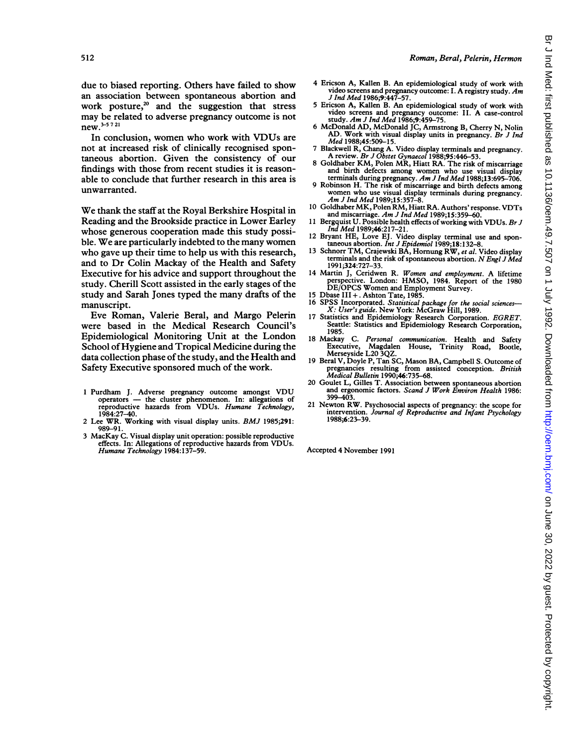due to biased reporting. Others have failed to show an association between spontaneous abortion and work posture,[20] and the suggestion that stress may be related to adverse pregnancy outcome is not new.[3-5 7 21]

In conclusion, women who work with VDUs are not at increased risk of clinically recognised spontaneous abortion. Given the consistency of our findings with those from recent studies it is reasonable to conclude that further research in this area is unwarranted.

We thank the staff at the Royal Berkshire Hospital in Reading and the Brookside practice in Lower Earley whose generous cooperation made this study possible. We are particularly indebted to the many women who gave up their time to help us with this research, and to Dr Colin Mackay of the Health and Safety Executive for his advice and support throughout the study. Cherill Scott assisted in the early stages of the study and Sarah Jones typed the many drafts of the manuscript.

Eve Roman, Valerie Beral, and Margo Pelerin were based in the Medical Research Council's Epidemiological Monitoring Unit at the London School of Hygiene and Tropical Medicine during the data collection phase of the study, and the Health and Safety Executive sponsored much of the work.

1 Purdham J. Adverse pregnancy outcome amongst VDU operators — the cluster phenomenon. In: allegations of reproductive hazards from VDUs. *Humane Technology*, 1984:27–40.
2 Lee WR. Working with visual display units. *BMJ* 1985;**291**: 989–91.
3 MacKay C. Visual display unit operation: possible reproductive effects. In: Allegations of reproductive hazards from VDUs. *Humane Technology* 1984:137–59.
4 Ericson A, Kallen B. An epidemiological study of work with video screens and pregnancy outcome: I. A registry study. *Am J Ind Med* 1986;**9**:447–57.
5 Ericson A, Kallen B. An epidemiological study of work with video screens and pregnancy outcome: II. A case-control study. *Am J Ind Med* 1986;**9**:459–75.
6 McDonald AD, McDonald JC, Armstrong B, Cherry N, Nolin AD. Work with visual display units in pregnancy. *Br J Ind Med* 1988;**45**:509–15.
7 Blackwell R, Chang A. Video display terminals and pregnancy. A review. *Br J Obstet Gynaecol* 1988;**95**:446–53.
8 Goldhaber KM, Polen MR, Hiatt RA. The risk of miscarriage and birth defects among women who use visual display terminals during pregnancy. *Am J Ind Med* 1988;**13**:695–706.
9 Robinson H. The risk of miscarriage and birth defects among women who use visual display terminals during pregnancy. *Am J Ind Med* 1989;**15**:357–8.
10 Goldhaber MK, Polen RM, Hiatt RA. Authors' response. VDTs and miscarriage. *Am J Ind Med* 1989;**15**:359–60.
11 Bergquist U. Possible health effects of working with VDUs. *Br J Ind Med* 1989;**46**:217–21.
12 Bryant HE, Love EJ. Video display terminal use and spontaneous abortion. *Int J Epidemiol* 1989;**18**:132–8.
13 Schnorr TM, Crajewski BA, Hornung RW, *et al.* Video display terminals and the risk of spontaneous abortion. *N Engl J Med* 1991;**324**:727–33.
14 Martin J, Ceridwen R. *Women and employment.* A lifetime perspective. London: HMSO, 1984. Report of the 1980 DE/OPCS Women and Employment Survey.
15 Dbase III+. Ashton Tate, 1985.
16 SPSS Incorporated. *Statistical package for the social sciences—X: User's guide.* New York: McGraw Hill, 1989.
17 Statistics and Epidemiology Research Corporation. *EGRET.* Seattle: Statistics and Epidemiology Research Corporation, 1985.
18 Mackay C. *Personal communication.* Health and Safety Executive, Magdalen House, Trinity Road, Bootle, Merseyside L20 3QZ.
19 Beral V, Doyle P, Tan SC, Mason BA, Campbell S. Outcome of pregnancies resulting from assisted conception. *British Medical Bulletin* 1990;**46**:735–68.
20 Goulet L, Gilles T. Association between spontaneous abortion and ergonomic factors. *Scand J Work Environ Health* 1986: 399–403.
21 Newton RW. Psychosocial aspects of pregnancy: the scope for intervention. *Journal of Reproductive and Infant Psychology* 1988;**6**:23–39.

Accepted 4 November 1991